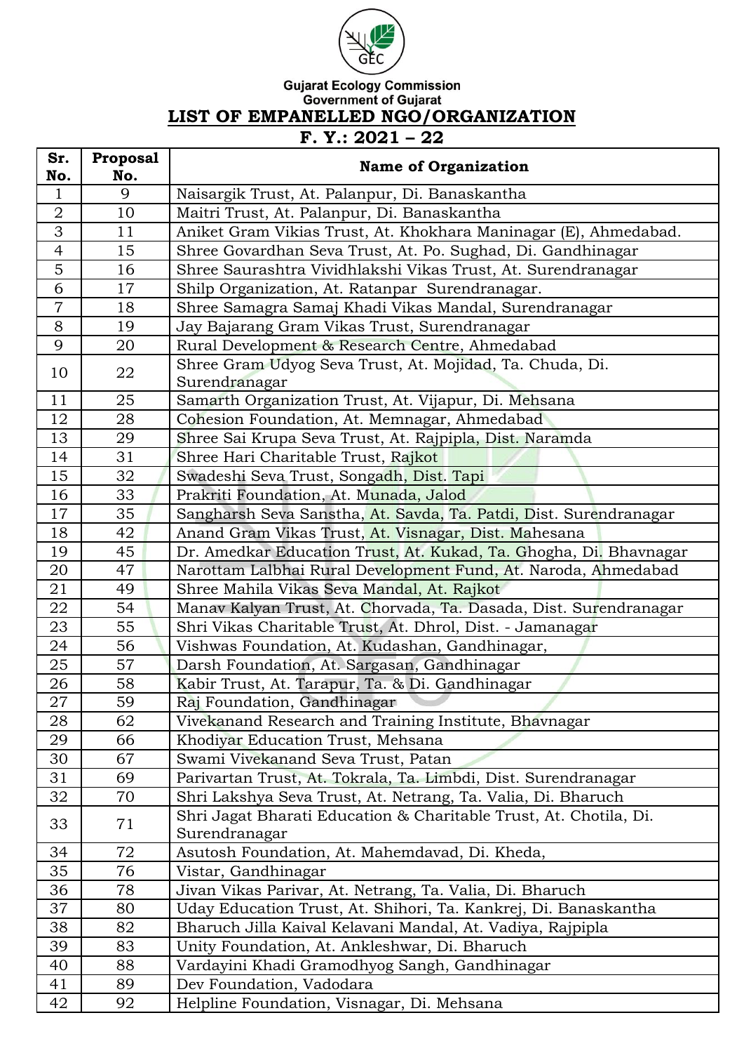Gujarat Ecology Commission
Government of Gujarat

# LIST OF EMPANELLED NGO/ORGANIZATION

## F. Y.: 2021 – 22

| Sr. No. | Proposal No. | Name of Organization |
|---|---|---|
| 1 | 9 | Naisargik Trust, At. Palanpur, Di. Banaskantha |
| 2 | 10 | Maitri Trust, At. Palanpur, Di. Banaskantha |
| 3 | 11 | Aniket Gram Vikias Trust, At. Khokhara Maninagar (E), Ahmedabad. |
| 4 | 15 | Shree Govardhan Seva Trust, At. Po. Sughad, Di. Gandhinagar |
| 5 | 16 | Shree Saurashtra Vividhlakshi Vikas Trust, At. Surendranagar |
| 6 | 17 | Shilp Organization, At. Ratanpar Surendranagar. |
| 7 | 18 | Shree Samagra Samaj Khadi Vikas Mandal, Surendranagar |
| 8 | 19 | Jay Bajarang Gram Vikas Trust, Surendranagar |
| 9 | 20 | Rural Development & Research Centre, Ahmedabad |
| 10 | 22 | Shree Gram Udyog Seva Trust, At. Mojidad, Ta. Chuda, Di. Surendranagar |
| 11 | 25 | Samarth Organization Trust, At. Vijapur, Di. Mehsana |
| 12 | 28 | Cohesion Foundation, At. Memnagar, Ahmedabad |
| 13 | 29 | Shree Sai Krupa Seva Trust, At. Rajpipla, Dist. Naramda |
| 14 | 31 | Shree Hari Charitable Trust, Rajkot |
| 15 | 32 | Swadeshi Seva Trust, Songadh, Dist. Tapi |
| 16 | 33 | Prakriti Foundation, At. Munada, Jalod |
| 17 | 35 | Sangharsh Seva Sanstha, At. Savda, Ta. Patdi, Dist. Surendranagar |
| 18 | 42 | Anand Gram Vikas Trust, At. Visnagar, Dist. Mahesana |
| 19 | 45 | Dr. Amedkar Education Trust, At. Kukad, Ta. Ghogha, Di. Bhavnagar |
| 20 | 47 | Narottam Lalbhai Rural Development Fund, At. Naroda, Ahmedabad |
| 21 | 49 | Shree Mahila Vikas Seva Mandal, At. Rajkot |
| 22 | 54 | Manav Kalyan Trust, At. Chorvada, Ta. Dasada, Dist. Surendranagar |
| 23 | 55 | Shri Vikas Charitable Trust, At. Dhrol, Dist. - Jamanagar |
| 24 | 56 | Vishwas Foundation, At. Kudashan, Gandhinagar, |
| 25 | 57 | Darsh Foundation, At. Sargasan, Gandhinagar |
| 26 | 58 | Kabir Trust, At. Tarapur, Ta. & Di. Gandhinagar |
| 27 | 59 | Raj Foundation, Gandhinagar |
| 28 | 62 | Vivekanand Research and Training Institute, Bhavnagar |
| 29 | 66 | Khodiyar Education Trust, Mehsana |
| 30 | 67 | Swami Vivekanand Seva Trust, Patan |
| 31 | 69 | Parivartan Trust, At. Tokrala, Ta. Limbdi, Dist. Surendranagar |
| 32 | 70 | Shri Lakshya Seva Trust, At. Netrang, Ta. Valia, Di. Bharuch |
| 33 | 71 | Shri Jagat Bharati Education & Charitable Trust, At. Chotila, Di. Surendranagar |
| 34 | 72 | Asutosh Foundation, At. Mahemdavad, Di. Kheda, |
| 35 | 76 | Vistar, Gandhinagar |
| 36 | 78 | Jivan Vikas Parivar, At. Netrang, Ta. Valia, Di. Bharuch |
| 37 | 80 | Uday Education Trust, At. Shihori, Ta. Kankrej, Di. Banaskantha |
| 38 | 82 | Bharuch Jilla Kaival Kelavani Mandal, At. Vadiya, Rajpipla |
| 39 | 83 | Unity Foundation, At. Ankleshwar, Di. Bharuch |
| 40 | 88 | Vardayini Khadi Gramodhyog Sangh, Gandhinagar |
| 41 | 89 | Dev Foundation, Vadodara |
| 42 | 92 | Helpline Foundation, Visnagar, Di. Mehsana |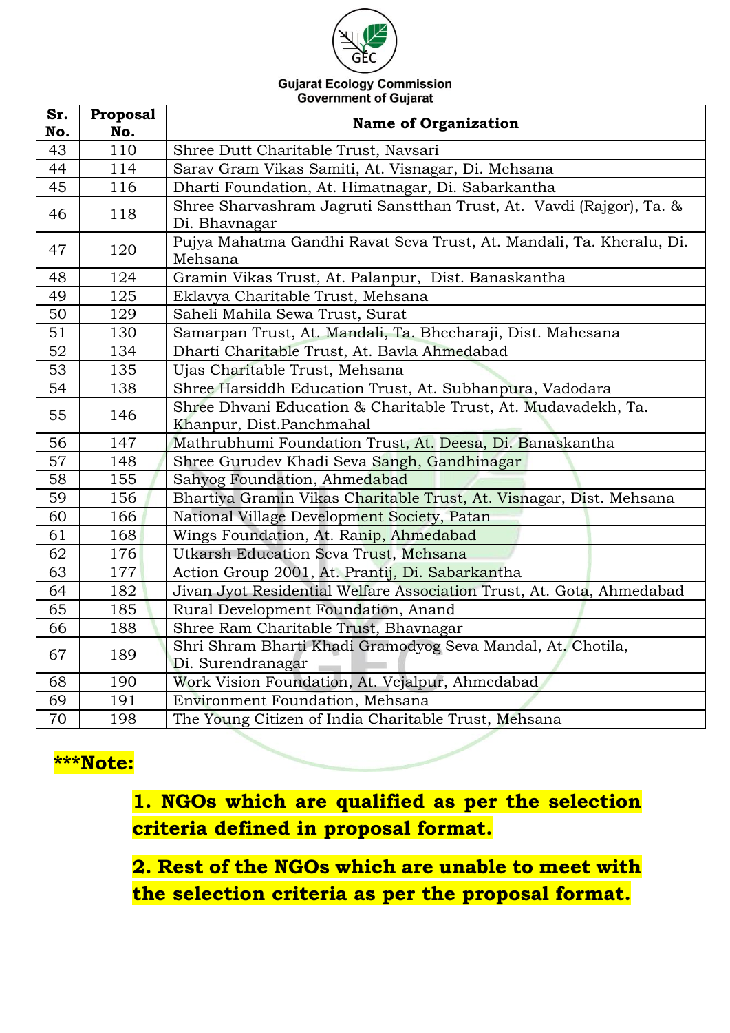Gujarat Ecology Commission
Government of Gujarat

| Sr. No. | Proposal No. | Name of Organization |
|---|---|---|
| 43 | 110 | Shree Dutt Charitable Trust, Navsari |
| 44 | 114 | Sarav Gram Vikas Samiti, At. Visnagar, Di. Mehsana |
| 45 | 116 | Dharti Foundation, At. Himatnagar, Di. Sabarkantha |
| 46 | 118 | Shree Sharvashram Jagruti Sanstthan Trust, At. Vavdi (Rajgor), Ta. & Di. Bhavnagar |
| 47 | 120 | Pujya Mahatma Gandhi Ravat Seva Trust, At. Mandali, Ta. Kheralu, Di. Mehsana |
| 48 | 124 | Gramin Vikas Trust, At. Palanpur, Dist. Banaskantha |
| 49 | 125 | Eklavya Charitable Trust, Mehsana |
| 50 | 129 | Saheli Mahila Sewa Trust, Surat |
| 51 | 130 | Samarpan Trust, At. Mandali, Ta. Bhecharaji, Dist. Mahesana |
| 52 | 134 | Dharti Charitable Trust, At. Bavla Ahmedabad |
| 53 | 135 | Ujas Charitable Trust, Mehsana |
| 54 | 138 | Shree Harsiddh Education Trust, At. Subhanpura, Vadodara |
| 55 | 146 | Shree Dhvani Education & Charitable Trust, At. Mudavadekh, Ta. Khanpur, Dist.Panchmahal |
| 56 | 147 | Mathrubhumi Foundation Trust, At. Deesa, Di. Banaskantha |
| 57 | 148 | Shree Gurudev Khadi Seva Sangh, Gandhinagar |
| 58 | 155 | Sahyog Foundation, Ahmedabad |
| 59 | 156 | Bhartiya Gramin Vikas Charitable Trust, At. Visnagar, Dist. Mehsana |
| 60 | 166 | National Village Development Society, Patan |
| 61 | 168 | Wings Foundation, At. Ranip, Ahmedabad |
| 62 | 176 | Utkarsh Education Seva Trust, Mehsana |
| 63 | 177 | Action Group 2001, At. Prantij, Di. Sabarkantha |
| 64 | 182 | Jivan Jyot Residential Welfare Association Trust, At. Gota, Ahmedabad |
| 65 | 185 | Rural Development Foundation, Anand |
| 66 | 188 | Shree Ram Charitable Trust, Bhavnagar |
| 67 | 189 | Shri Shram Bharti Khadi Gramodyog Seva Mandal, At. Chotila, Di. Surendranagar |
| 68 | 190 | Work Vision Foundation, At. Vejalpur, Ahmedabad |
| 69 | 191 | Environment Foundation, Mehsana |
| 70 | 198 | The Young Citizen of India Charitable Trust, Mehsana |

**\*\*\*Note:**

1. **NGOs which are qualified as per the selection criteria defined in proposal format.**
2. **Rest of the NGOs which are unable to meet with the selection criteria as per the proposal format.**